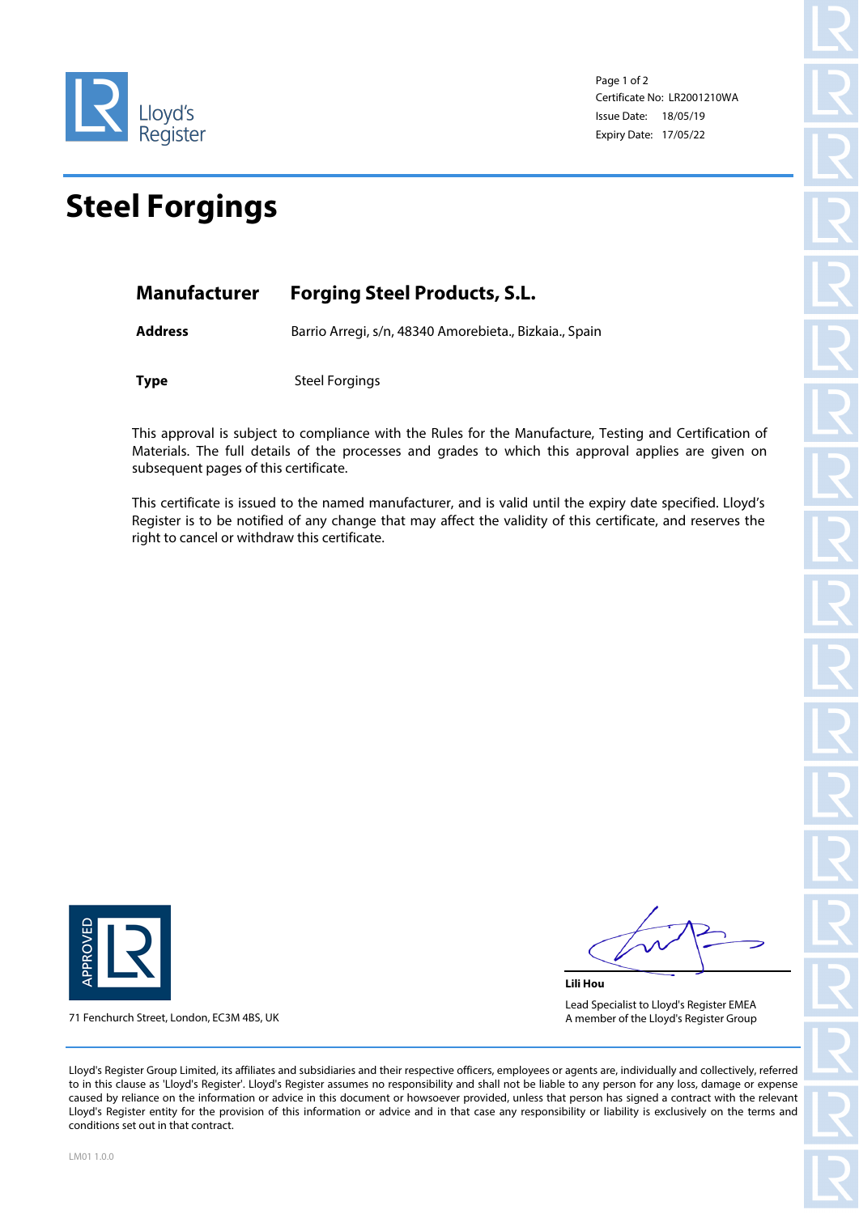Lloyd's Register

Certificate No: LR2001210WA
Issue Date: 18/05/19
Expiry Date: 17/05/22

# Steel Forgings

| | |
|---|---|
| **Manufacturer** | **Forging Steel Products, S.L.** |
| **Address** | Barrio Arregi, s/n, 48340 Amorebieta., Bizkaia., Spain |
| **Type** | Steel Forgings |

This approval is subject to compliance with the Rules for the Manufacture, Testing and Certification of Materials. The full details of the processes and grades to which this approval applies are given on subsequent pages of this certificate.

This certificate is issued to the named manufacturer, and is valid until the expiry date specified. Lloyd's Register is to be notified of any change that may affect the validity of this certificate, and reserves the right to cancel or withdraw this certificate.

APPROVED

71 Fenchurch Street, London, EC3M 4BS, UK

**Lili Hou**
Lead Specialist to Lloyd's Register EMEA
A member of the Lloyd's Register Group

Lloyd's Register Group Limited, its affiliates and subsidiaries and their respective officers, employees or agents are, individually and collectively, referred to in this clause as 'Lloyd's Register'. Lloyd's Register assumes no responsibility and shall not be liable to any person for any loss, damage or expense caused by reliance on the information or advice in this document or howsoever provided, unless that person has signed a contract with the relevant Lloyd's Register entity for the provision of this information or advice and in that case any responsibility or liability is exclusively on the terms and conditions set out in that contract.

LM01 1.0.0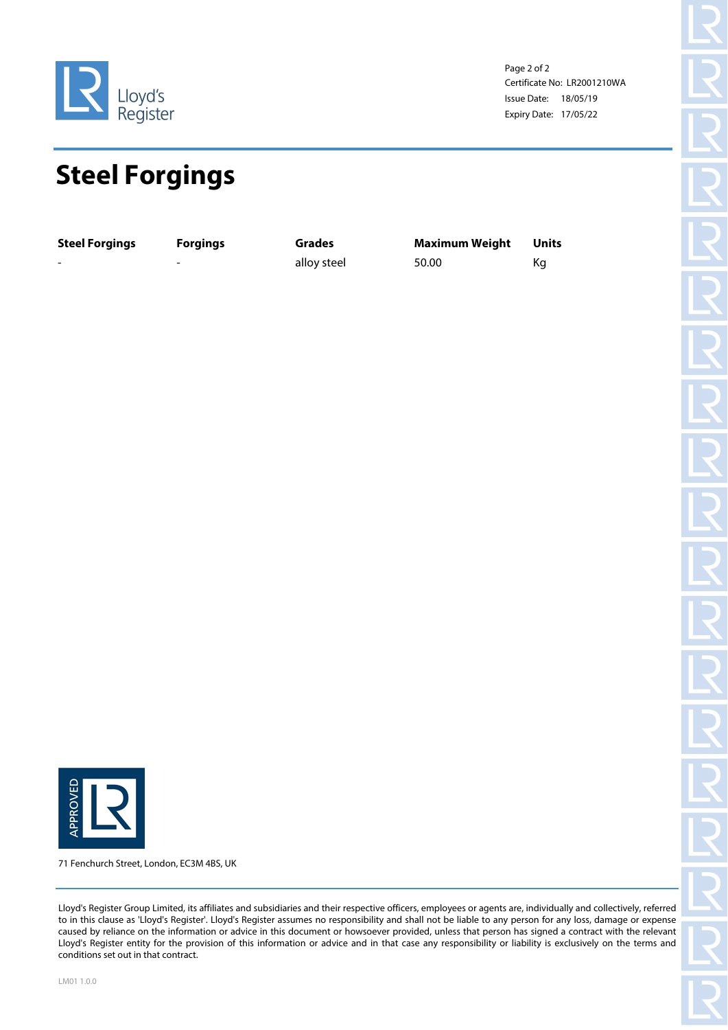Page 2 of 2
Certificate No: LR2001210WA
Issue Date: 18/05/19
Expiry Date: 17/05/22

# Steel Forgings

| Steel Forgings | Forgings | Grades | Maximum Weight | Units |
| --- | --- | --- | --- | --- |
| - | - | alloy steel | 50.00 | Kg |

71 Fenchurch Street, London, EC3M 4BS, UK

Lloyd's Register Group Limited, its affiliates and subsidiaries and their respective officers, employees or agents are, individually and collectively, referred to in this clause as 'Lloyd's Register'. Lloyd's Register assumes no responsibility and shall not be liable to any person for any loss, damage or expense caused by reliance on the information or advice in this document or howsoever provided, unless that person has signed a contract with the relevant Lloyd's Register entity for the provision of this information or advice and in that case any responsibility or liability is exclusively on the terms and conditions set out in that contract.

LM01 1.0.0